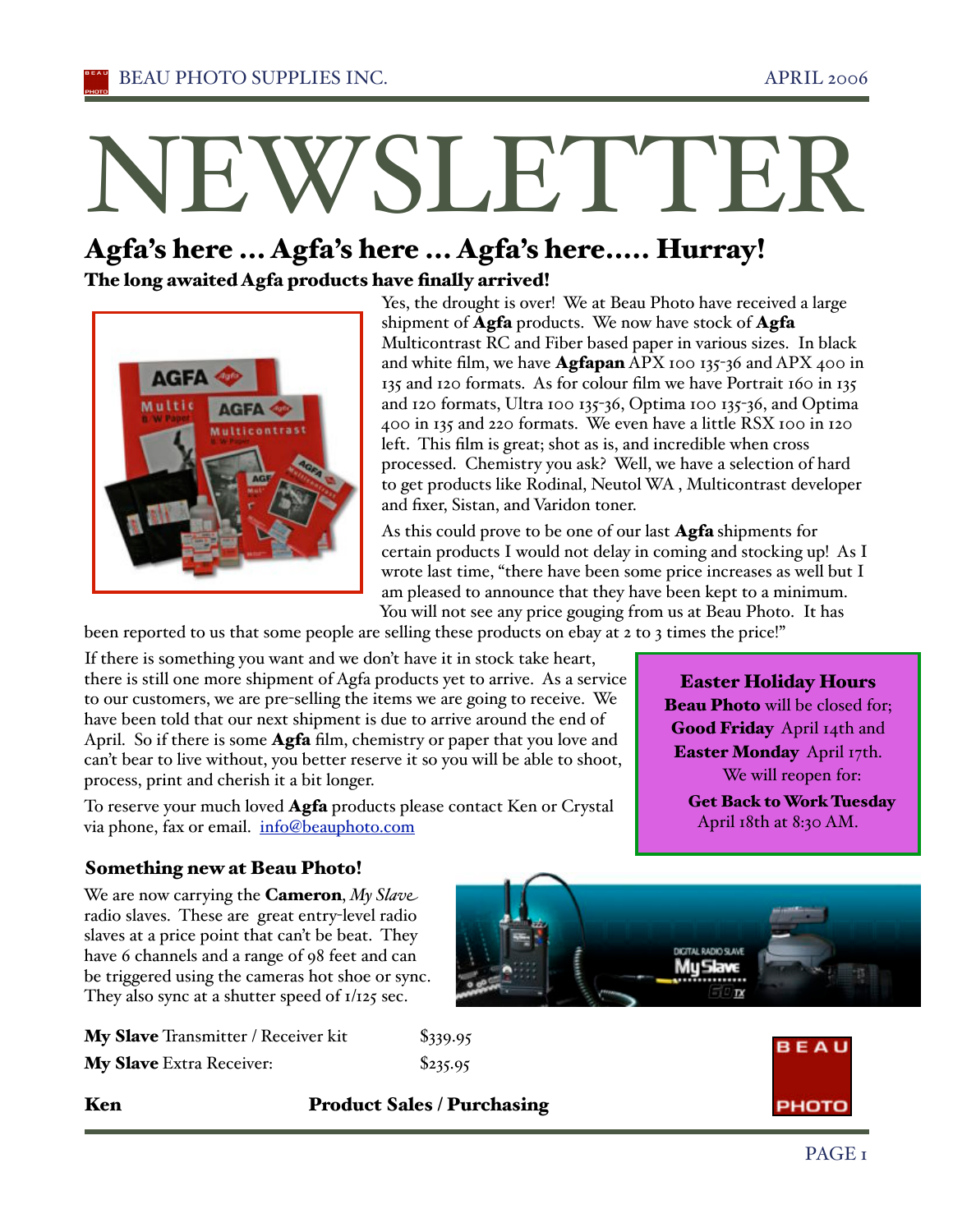# NEWSLETTER

## Agfa's here ... Agfa's here ... Agfa's here..... Hurray!

**The long awaited Agfa products have finally arrived!**

Yes, the drought is over! We at Beau Photo have received a large shipment of **Agfa** products. We now have stock of **Agfa** Multicontrast RC and Fiber based paper in various sizes. In black and white film, we have **Agfapan** APX 100 135-36 and APX 400 in 135 and 120 formats. As for colour film we have Portrait 160 in 135 and 120 formats, Ultra 100 135-36, Optima 100 135-36, and Optima 400 in 135 and 220 formats. We even have a little RSX 100 in 120 left. This film is great; shot as is, and incredible when cross processed. Chemistry you ask? Well, we have a selection of hard to get products like Rodinal, Neutol WA , Multicontrast developer and fixer, Sistan, and Varidon toner.

As this could prove to be one of our last **Agfa** shipments for certain products I would not delay in coming and stocking up! As I wrote last time, "there have been some price increases as well but I am pleased to announce that they have been kept to a minimum. You will not see any price gouging from us at Beau Photo. It has been reported to us that some people are selling these products on ebay at 2 to 3 times the price!"

If there is something you want and we don't have it in stock take heart, there is still one more shipment of Agfa products yet to arrive. As a service to our customers, we are pre-selling the items we are going to receive. We have been told that our next shipment is due to arrive around the end of April. So if there is some **Agfa** film, chemistry or paper that you love and can't bear to live without, you better reserve it so you will be able to shoot, process, print and cherish it a bit longer.

To reserve your much loved **Agfa** products please contact Ken or Crystal via phone, fax or email. info@beauphoto.com

**Easter Holiday Hours**

**Beau Photo** will be closed for; **Good Friday** April 14th and **Easter Monday** April 17th.

We will reopen for:

**Get Back to Work Tuesday** April 18th at 8:30 AM.

### Something new at Beau Photo!

We are now carrying the **Cameron**, *My Slave* radio slaves. These are great entry-level radio slaves at a price point that can't be beat. They have 6 channels and a range of 98 feet and can be triggered using the cameras hot shoe or sync. They also sync at a shutter speed of 1/125 sec.

| | |
|---|---|
| **My Slave** Transmitter / Receiver kit | $339.95 |
| **My Slave** Extra Receiver: | $235.95 |

**Ken** **Product Sales / Purchasing**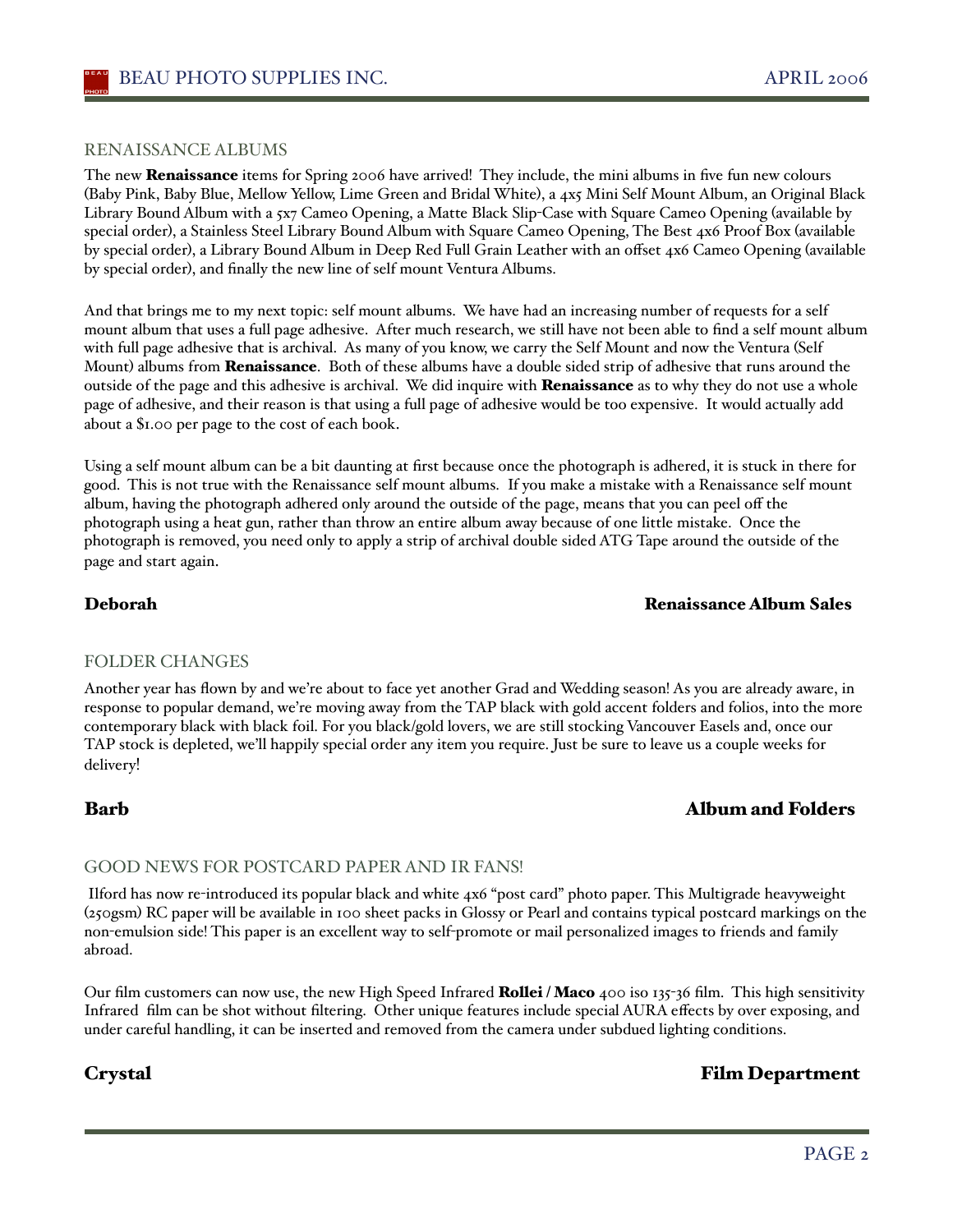## RENAISSANCE ALBUMS

The new **Renaissance** items for Spring 2006 have arrived! They include, the mini albums in five fun new colours (Baby Pink, Baby Blue, Mellow Yellow, Lime Green and Bridal White), a 4x5 Mini Self Mount Album, an Original Black Library Bound Album with a 5x7 Cameo Opening, a Matte Black Slip-Case with Square Cameo Opening (available by special order), a Stainless Steel Library Bound Album with Square Cameo Opening, The Best 4x6 Proof Box (available by special order), a Library Bound Album in Deep Red Full Grain Leather with an offset 4x6 Cameo Opening (available by special order), and finally the new line of self mount Ventura Albums.

And that brings me to my next topic: self mount albums. We have had an increasing number of requests for a self mount album that uses a full page adhesive. After much research, we still have not been able to find a self mount album with full page adhesive that is archival. As many of you know, we carry the Self Mount and now the Ventura (Self Mount) albums from **Renaissance**. Both of these albums have a double sided strip of adhesive that runs around the outside of the page and this adhesive is archival. We did inquire with **Renaissance** as to why they do not use a whole page of adhesive, and their reason is that using a full page of adhesive would be too expensive. It would actually add about a $1.00 per page to the cost of each book.

Using a self mount album can be a bit daunting at first because once the photograph is adhered, it is stuck in there for good. This is not true with the Renaissance self mount albums. If you make a mistake with a Renaissance self mount album, having the photograph adhered only around the outside of the page, means that you can peel off the photograph using a heat gun, rather than throw an entire album away because of one little mistake. Once the photograph is removed, you need only to apply a strip of archival double sided ATG Tape around the outside of the page and start again.

**Deborah** — **Renaissance Album Sales**

## FOLDER CHANGES

Another year has flown by and we're about to face yet another Grad and Wedding season! As you are already aware, in response to popular demand, we're moving away from the TAP black with gold accent folders and folios, into the more contemporary black with black foil. For you black/gold lovers, we are still stocking Vancouver Easels and, once our TAP stock is depleted, we'll happily special order any item you require. Just be sure to leave us a couple weeks for delivery!

**Barb** — **Album and Folders**

## GOOD NEWS FOR POSTCARD PAPER AND IR FANS!

Ilford has now re-introduced its popular black and white 4x6 "post card" photo paper. This Multigrade heavyweight (250gsm) RC paper will be available in 100 sheet packs in Glossy or Pearl and contains typical postcard markings on the non-emulsion side! This paper is an excellent way to self-promote or mail personalized images to friends and family abroad.

Our film customers can now use, the new High Speed Infrared **Rollei / Maco** 400 iso 135-36 film. This high sensitivity Infrared film can be shot without filtering. Other unique features include special AURA effects by over exposing, and under careful handling, it can be inserted and removed from the camera under subdued lighting conditions.

**Crystal** — **Film Department**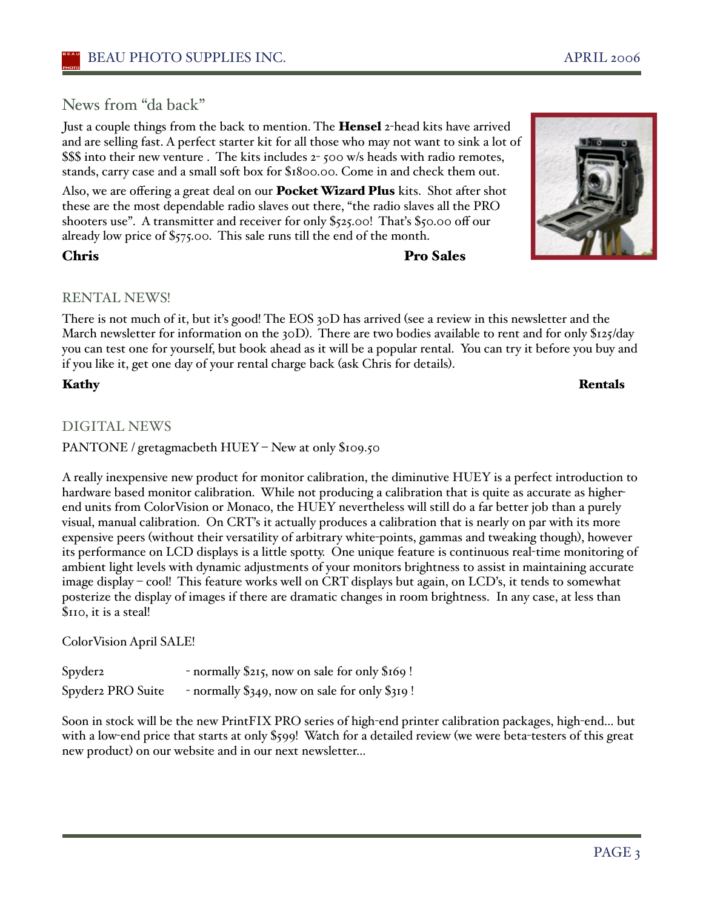## News from "da back"

Just a couple things from the back to mention. The **Hensel** 2-head kits have arrived and are selling fast. A perfect starter kit for all those who may not want to sink a lot of $$$ into their new venture . The kits includes 2- 500 w/s heads with radio remotes, stands, carry case and a small soft box for $1800.00. Come in and check them out.

Also, we are offering a great deal on our **Pocket Wizard Plus** kits. Shot after shot these are the most dependable radio slaves out there, "the radio slaves all the PRO shooters use". A transmitter and receiver for only $525.00! That's $50.00 off our already low price of $575.00. This sale runs till the end of the month.

**Chris** **Pro Sales**

## RENTAL NEWS!

There is not much of it, but it's good! The EOS 30D has arrived (see a review in this newsletter and the March newsletter for information on the 30D). There are two bodies available to rent and for only $125/day you can test one for yourself, but book ahead as it will be a popular rental. You can try it before you buy and if you like it, get one day of your rental charge back (ask Chris for details).

**Kathy** **Rentals**

## DIGITAL NEWS

PANTONE / gretagmacbeth HUEY – New at only $109.50

A really inexpensive new product for monitor calibration, the diminutive HUEY is a perfect introduction to hardware based monitor calibration. While not producing a calibration that is quite as accurate as higher-end units from ColorVision or Monaco, the HUEY nevertheless will still do a far better job than a purely visual, manual calibration. On CRT's it actually produces a calibration that is nearly on par with its more expensive peers (without their versatility of arbitrary white-points, gammas and tweaking though), however its performance on LCD displays is a little spotty. One unique feature is continuous real-time monitoring of ambient light levels with dynamic adjustments of your monitors brightness to assist in maintaining accurate image display – cool! This feature works well on CRT displays but again, on LCD's, it tends to somewhat posterize the display of images if there are dramatic changes in room brightness. In any case, at less than $110, it is a steal!

ColorVision April SALE!

| | |
|---|---|
| Spyder2 | - normally $215, now on sale for only $169 ! |
| Spyder2 PRO Suite | - normally $349, now on sale for only $319 ! |

Soon in stock will be the new PrintFIX PRO series of high-end printer calibration packages, high-end... but with a low-end price that starts at only $599! Watch for a detailed review (we were beta-testers of this great new product) on our website and in our next newsletter...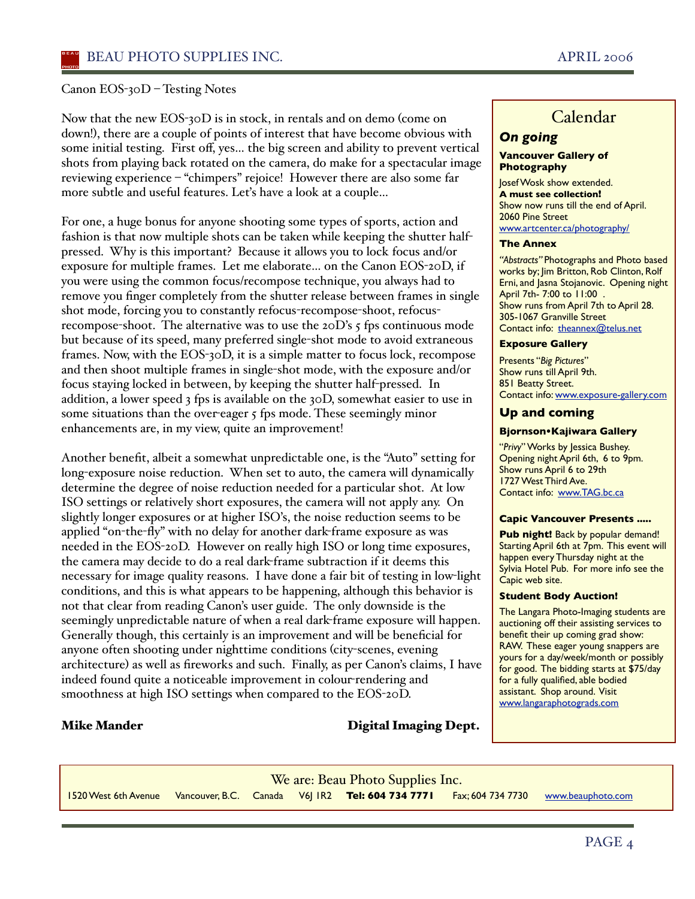## Canon EOS-30D – Testing Notes

Now that the new EOS-30D is in stock, in rentals and on demo (come on down!), there are a couple of points of interest that have become obvious with some initial testing. First off, yes... the big screen and ability to prevent vertical shots from playing back rotated on the camera, do make for a spectacular image reviewing experience – "chimpers" rejoice! However there are also some far more subtle and useful features. Let's have a look at a couple...

For one, a huge bonus for anyone shooting some types of sports, action and fashion is that now multiple shots can be taken while keeping the shutter half-pressed. Why is this important? Because it allows you to lock focus and/or exposure for multiple frames. Let me elaborate... on the Canon EOS-20D, if you were using the common focus/recompose technique, you always had to remove you finger completely from the shutter release between frames in single shot mode, forcing you to constantly refocus-recompose-shoot, refocus-recompose-shoot. The alternative was to use the 20D's 5 fps continuous mode but because of its speed, many preferred single-shot mode to avoid extraneous frames. Now, with the EOS-30D, it is a simple matter to focus lock, recompose and then shoot multiple frames in single-shot mode, with the exposure and/or focus staying locked in between, by keeping the shutter half-pressed. In addition, a lower speed 3 fps is available on the 30D, somewhat easier to use in some situations than the over-eager 5 fps mode. These seemingly minor enhancements are, in my view, quite an improvement!

Another benefit, albeit a somewhat unpredictable one, is the "Auto" setting for long-exposure noise reduction. When set to auto, the camera will dynamically determine the degree of noise reduction needed for a particular shot. At low ISO settings or relatively short exposures, the camera will not apply any. On slightly longer exposures or at higher ISO's, the noise reduction seems to be applied "on-the-fly" with no delay for another dark-frame exposure as was needed in the EOS-20D. However on really high ISO or long time exposures, the camera may decide to do a real dark-frame subtraction if it deems this necessary for image quality reasons. I have done a fair bit of testing in low-light conditions, and this is what appears to be happening, although this behavior is not that clear from reading Canon's user guide. The only downside is the seemingly unpredictable nature of when a real dark-frame exposure will happen. Generally though, this certainly is an improvement and will be beneficial for anyone often shooting under nighttime conditions (city-scenes, evening architecture) as well as fireworks and such. Finally, as per Canon's claims, I have indeed found quite a noticeable improvement in colour-rendering and smoothness at high ISO settings when compared to the EOS-20D.

**Mike Mander** — **Digital Imaging Dept.**

## Calendar

### *On going*

**Vancouver Gallery of Photography**

Josef Wosk show extended.
**A must see collection!**
Show now runs till the end of April.
2060 Pine Street
www.artcenter.ca/photography/

**The Annex**

*"Abstracts"* Photographs and Photo based works by; Jim Britton, Rob Clinton, Rolf Erni, and Jasna Stojanovic. Opening night April 7th- 7:00 to 11:00 .
Show runs from April 7th to April 28.
305-1067 Granville Street
Contact info: theannex@telus.net

**Exposure Gallery**

Presents "*Big Pictures*"
Show runs till April 9th.
851 Beatty Street.
Contact info: www.exposure-gallery.com

### Up and coming

**Bjornson•Kajiwara Gallery**

"*Privy*" Works by Jessica Bushey.
Opening night April 6th, 6 to 9pm.
Show runs April 6 to 29th
1727 West Third Ave.
Contact info: www.TAG.bc.ca

**Capic Vancouver Presents .....**

**Pub night!** Back by popular demand! Starting April 6th at 7pm. This event will happen every Thursday night at the Sylvia Hotel Pub. For more info see the Capic web site.

**Student Body Auction!**

The Langara Photo-Imaging students are auctioning off their assisting services to benefit their up coming grad show: RAW. These eager young snappers are yours for a day/week/month or possibly for good. The bidding starts at $75/day for a fully qualified, able bodied assistant. Shop around. Visit www.langaraphotograds.com

---

We are: Beau Photo Supplies Inc.

1520 West 6th Avenue Vancouver, B.C. Canada V6J 1R2 **Tel: 604 734 7771** Fax; 604 734 7730 www.beauphoto.com